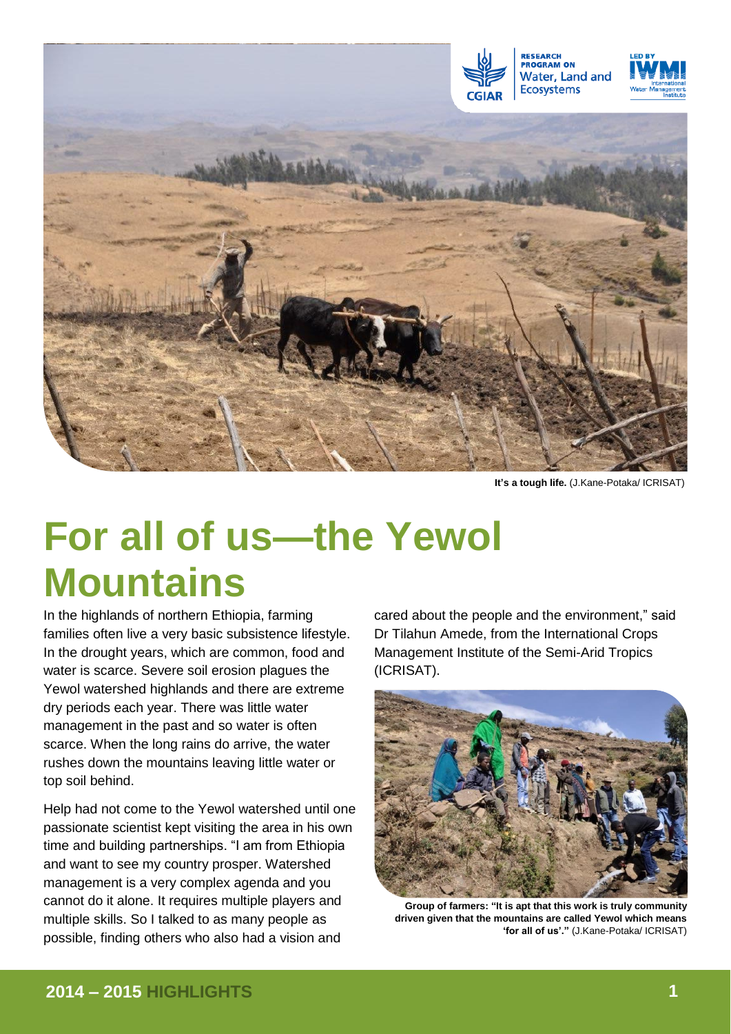It's a tough life. (J.Kane-Potaka/ ICRISAT)

# For all of us—the Yewol Mountains

In the highlands of northern Ethiopia, farming families often live a very basic subsistence lifestyle. In the drought years, which are common, food and water is scarce. Severe soil erosion plagues the Yewol watershed highlands and there are extreme dry periods each year. There was little water management in the past and so water is often scarce. When the long rains do arrive, the water rushes down the mountains leaving little water or top soil behind.

Help had not come to the Yewol watershed until one passionate scientist kept visiting the area in his own time and building partnerships. "I am from Ethiopia and want to see my country prosper. Watershed management is a very complex agenda and you cannot do it alone. It requires multiple players and multiple skills. So I talked to as many people as possible, finding others who also had a vision and cared about the people and the environment," said Dr Tilahun Amede, from the International Crops Management Institute of the Semi-Arid Tropics (ICRISAT).

**Group of farmers: "It is apt that this work is truly community driven given that the mountains are called Yewol which means 'for all of us'."** (J.Kane-Potaka/ ICRISAT)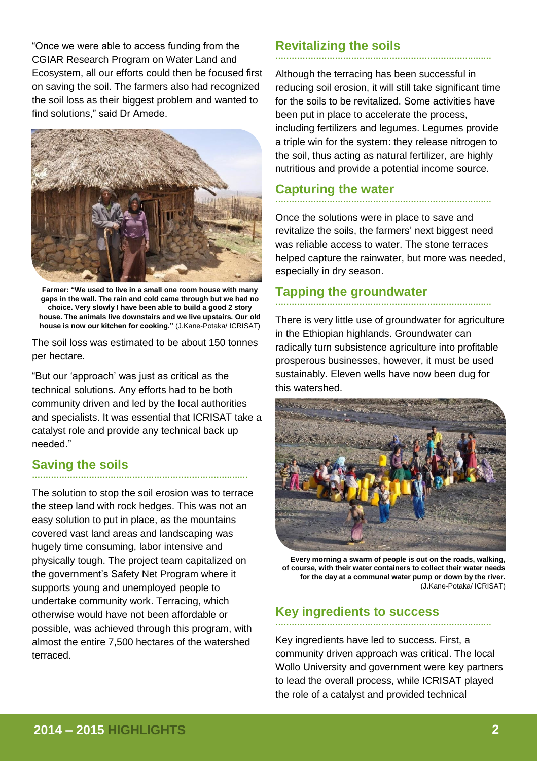"Once we were able to access funding from the CGIAR Research Program on Water Land and Ecosystem, all our efforts could then be focused first on saving the soil. The farmers also had recognized the soil loss as their biggest problem and wanted to find solutions," said Dr Amede.

**Farmer: "We used to live in a small one room house with many gaps in the wall. The rain and cold came through but we had no choice. Very slowly I have been able to build a good 2 story house. The animals live downstairs and we live upstairs. Our old house is now our kitchen for cooking."** (J.Kane-Potaka/ ICRISAT)

The soil loss was estimated to be about 150 tonnes per hectare.

"But our 'approach' was just as critical as the technical solutions. Any efforts had to be both community driven and led by the local authorities and specialists. It was essential that ICRISAT take a catalyst role and provide any technical back up needed."

## Saving the soils

The solution to stop the soil erosion was to terrace the steep land with rock hedges. This was not an easy solution to put in place, as the mountains covered vast land areas and landscaping was hugely time consuming, labor intensive and physically tough. The project team capitalized on the government's Safety Net Program where it supports young and unemployed people to undertake community work. Terracing, which otherwise would have not been affordable or possible, was achieved through this program, with almost the entire 7,500 hectares of the watershed terraced.

## Revitalizing the soils

Although the terracing has been successful in reducing soil erosion, it will still take significant time for the soils to be revitalized. Some activities have been put in place to accelerate the process, including fertilizers and legumes. Legumes provide a triple win for the system: they release nitrogen to the soil, thus acting as natural fertilizer, are highly nutritious and provide a potential income source.

## Capturing the water

Once the solutions were in place to save and revitalize the soils, the farmers' next biggest need was reliable access to water. The stone terraces helped capture the rainwater, but more was needed, especially in dry season.

## Tapping the groundwater

There is very little use of groundwater for agriculture in the Ethiopian highlands. Groundwater can radically turn subsistence agriculture into profitable prosperous businesses, however, it must be used sustainably. Eleven wells have now been dug for this watershed.

**Every morning a swarm of people is out on the roads, walking, of course, with their water containers to collect their water needs for the day at a communal water pump or down by the river.** (J.Kane-Potaka/ ICRISAT)

## Key ingredients to success

Key ingredients have led to success. First, a community driven approach was critical. The local Wollo University and government were key partners to lead the overall process, while ICRISAT played the role of a catalyst and provided technical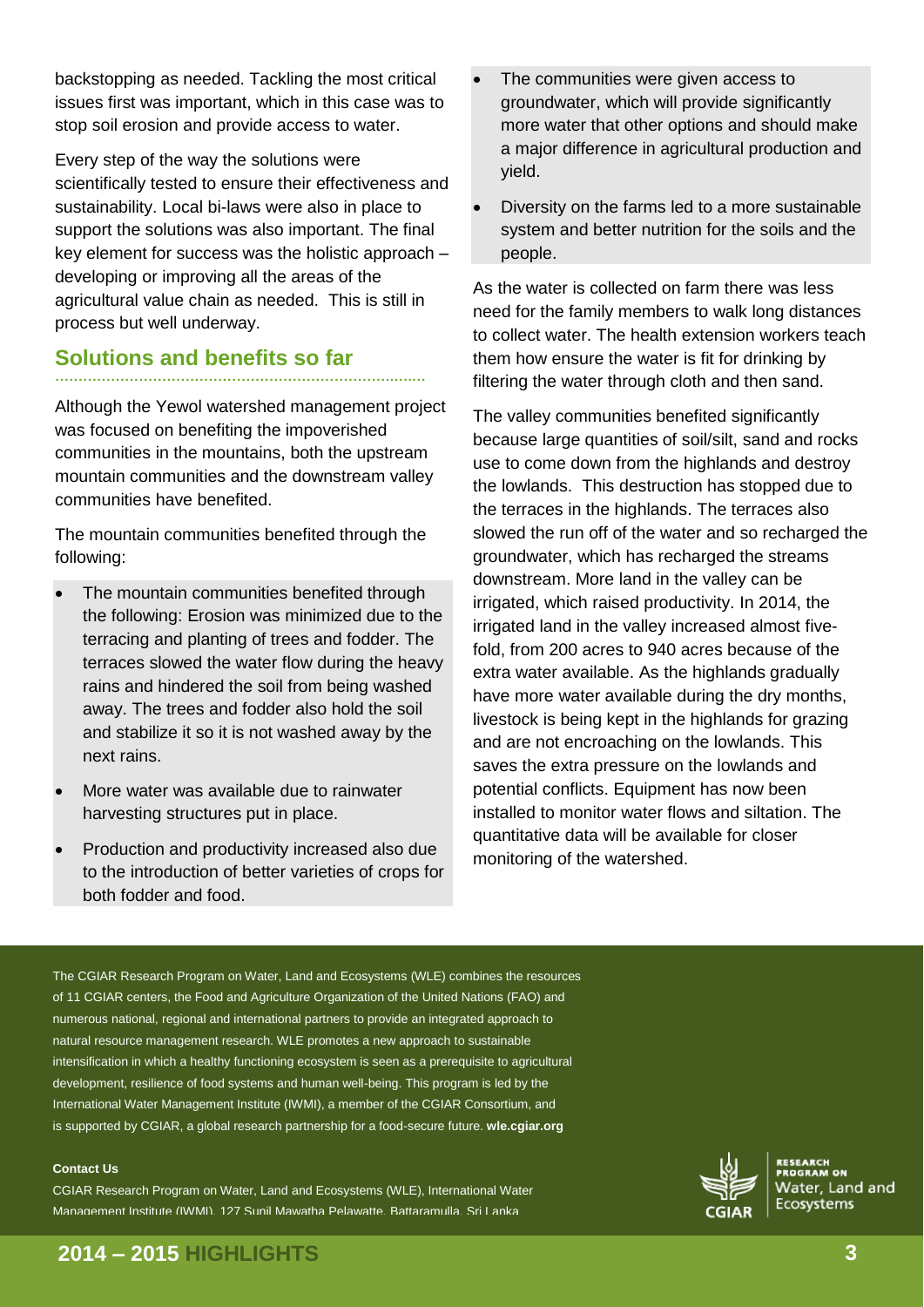backstopping as needed. Tackling the most critical issues first was important, which in this case was to stop soil erosion and provide access to water.

Every step of the way the solutions were scientifically tested to ensure their effectiveness and sustainability. Local bi-laws were also in place to support the solutions was also important. The final key element for success was the holistic approach – developing or improving all the areas of the agricultural value chain as needed. This is still in process but well underway.

## Solutions and benefits so far

Although the Yewol watershed management project was focused on benefiting the impoverished communities in the mountains, both the upstream mountain communities and the downstream valley communities have benefited.

The mountain communities benefited through the following:

- The mountain communities benefited through the following: Erosion was minimized due to the terracing and planting of trees and fodder. The terraces slowed the water flow during the heavy rains and hindered the soil from being washed away. The trees and fodder also hold the soil and stabilize it so it is not washed away by the next rains.
- More water was available due to rainwater harvesting structures put in place.
- Production and productivity increased also due to the introduction of better varieties of crops for both fodder and food.
- The communities were given access to groundwater, which will provide significantly more water that other options and should make a major difference in agricultural production and yield.
- Diversity on the farms led to a more sustainable system and better nutrition for the soils and the people.

As the water is collected on farm there was less need for the family members to walk long distances to collect water. The health extension workers teach them how ensure the water is fit for drinking by filtering the water through cloth and then sand.

The valley communities benefited significantly because large quantities of soil/silt, sand and rocks use to come down from the highlands and destroy the lowlands. This destruction has stopped due to the terraces in the highlands. The terraces also slowed the run off of the water and so recharged the groundwater, which has recharged the streams downstream. More land in the valley can be irrigated, which raised productivity. In 2014, the irrigated land in the valley increased almost five-fold, from 200 acres to 940 acres because of the extra water available. As the highlands gradually have more water available during the dry months, livestock is being kept in the highlands for grazing and are not encroaching on the lowlands. This saves the extra pressure on the lowlands and potential conflicts. Equipment has now been installed to monitor water flows and siltation. The quantitative data will be available for closer monitoring of the watershed.

The CGIAR Research Program on Water, Land and Ecosystems (WLE) combines the resources of 11 CGIAR centers, the Food and Agriculture Organization of the United Nations (FAO) and numerous national, regional and international partners to provide an integrated approach to natural resource management research. WLE promotes a new approach to sustainable intensification in which a healthy functioning ecosystem is seen as a prerequisite to agricultural development, resilience of food systems and human well-being. This program is led by the International Water Management Institute (IWMI), a member of the CGIAR Consortium, and is supported by CGIAR, a global research partnership for a food-secure future. **wle.cgiar.org**

**Contact Us**

CGIAR Research Program on Water, Land and Ecosystems (WLE), International Water Management Institute (IWMI), 127 Sunil Mawatha Pelawatte, Battaramulla, Sri Lanka

CGIAR | RESEARCH PROGRAM ON Water, Land and Ecosystems

**2014 – 2015 HIGHLIGHTS**